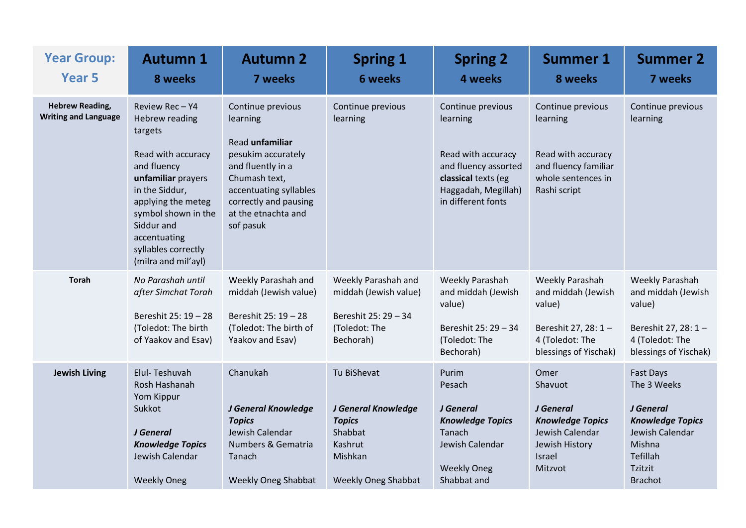| Year Group: Year 5 | Autumn 1<br>8 weeks | Autumn 2<br>7 weeks | Spring 1<br>6 weeks | Spring 2<br>4 weeks | Summer 1<br>8 weeks | Summer 2<br>7 weeks |
|---|---|---|---|---|---|---|
| **Hebrew Reading, Writing and Language** | Review Rec – Y4 Hebrew reading targets<br><br>Read with accuracy and fluency **unfamiliar** prayers in the Siddur, applying the meteg symbol shown in the Siddur and accentuating syllables correctly (milra and mil'ayl) | Continue previous learning<br><br>Read **unfamiliar** pesukim accurately and fluently in a Chumash text, accentuating syllables correctly and pausing at the etnachta and sof pasuk | Continue previous learning | Continue previous learning<br><br>Read with accuracy and fluency assorted **classical** texts (eg Haggadah, Megillah) in different fonts | Continue previous learning<br><br>Read with accuracy and fluency familiar whole sentences in Rashi script | Continue previous learning |
| **Torah** | *No Parashah until after Simchat Torah*<br><br>Bereshit 25: 19 – 28 (Toledot: The birth of Yaakov and Esav) | Weekly Parashah and middah (Jewish value)<br><br>Bereshit 25: 19 – 28 (Toledot: The birth of Yaakov and Esav) | Weekly Parashah and middah (Jewish value)<br><br>Bereshit 25: 29 – 34 (Toledot: The Bechorah) | Weekly Parashah and middah (Jewish value)<br><br>Bereshit 25: 29 – 34 (Toledot: The Bechorah) | Weekly Parashah and middah (Jewish value)<br><br>Bereshit 27, 28: 1 – 4 (Toledot: The blessings of Yischak) | Weekly Parashah and middah (Jewish value)<br><br>Bereshit 27, 28: 1 – 4 (Toledot: The blessings of Yischak) |
| **Jewish Living** | Elul- Teshuvah<br>Rosh Hashanah<br>Yom Kippur<br>Sukkot<br><br>***J General Knowledge Topics***<br>Jewish Calendar<br><br>Weekly Oneg | Chanukah<br><br>***J General Knowledge Topics***<br>Jewish Calendar<br>Numbers & Gematria<br>Tanach<br><br>Weekly Oneg Shabbat | Tu BiShevat<br><br>***J General Knowledge Topics***<br>Shabbat<br>Kashrut<br>Mishkan<br><br>Weekly Oneg Shabbat | Purim<br>Pesach<br><br>***J General Knowledge Topics***<br>Tanach<br>Jewish Calendar<br><br>Weekly Oneg Shabbat and | Omer<br>Shavuot<br><br>***J General Knowledge Topics***<br>Jewish Calendar<br>Jewish History<br>Israel<br>Mitzvot | Fast Days<br>The 3 Weeks<br><br>***J General Knowledge Topics***<br>Jewish Calendar<br>Mishna<br>Tefillah<br>Tzitzit<br>Brachot |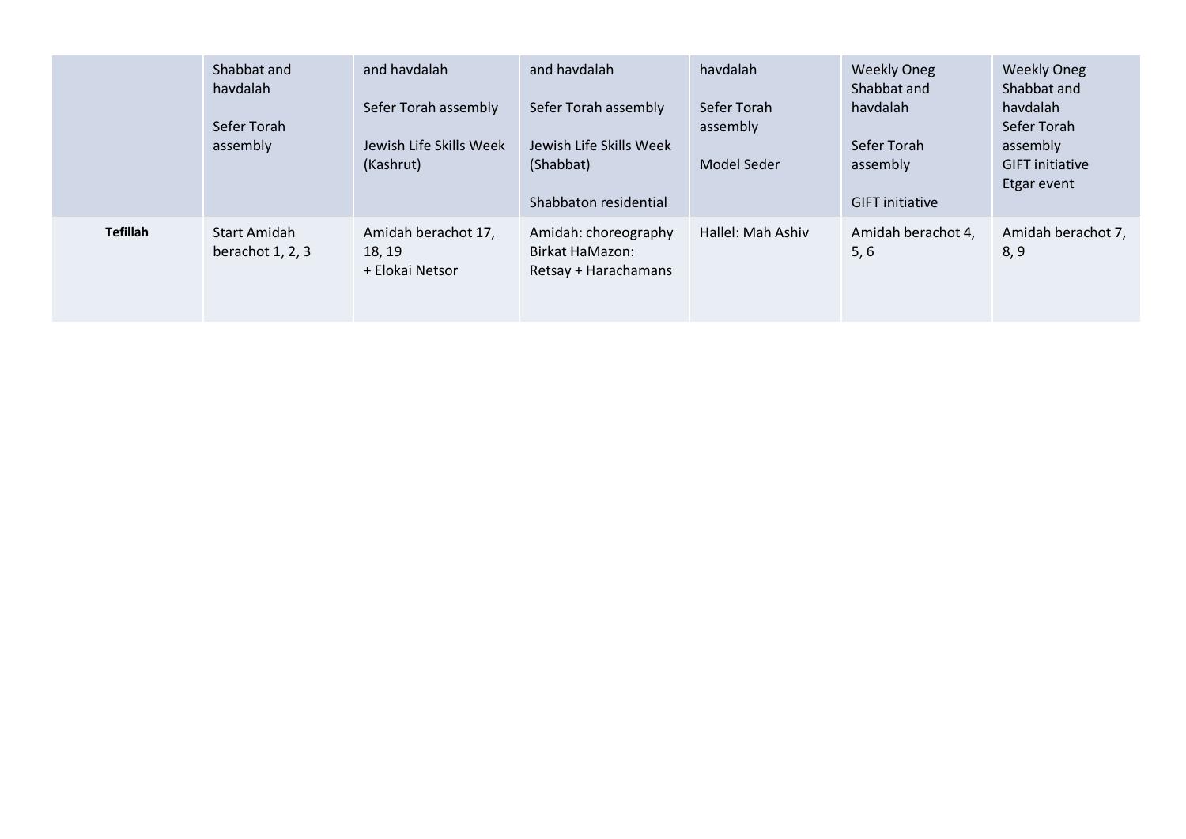| | | | | | | |
|---|---|---|---|---|---|---|
| | Shabbat and havdalah<br><br>Sefer Torah assembly | and havdalah<br><br>Sefer Torah assembly<br><br>Jewish Life Skills Week (Kashrut) | and havdalah<br><br>Sefer Torah assembly<br><br>Jewish Life Skills Week (Shabbat)<br><br>Shabbaton residential | havdalah<br><br>Sefer Torah assembly<br><br>Model Seder | Weekly Oneg Shabbat and havdalah<br><br>Sefer Torah assembly<br><br>GIFT initiative | Weekly Oneg Shabbat and havdalah<br>Sefer Torah assembly<br>GIFT initiative<br>Etgar event |
| **Tefillah** | Start Amidah berachot 1, 2, 3 | Amidah berachot 17, 18, 19<br>+ Elokai Netsor | Amidah: choreography<br>Birkat HaMazon: Retsay + Harachamans | Hallel: Mah Ashiv | Amidah berachot 4, 5, 6 | Amidah berachot 7, 8, 9 |